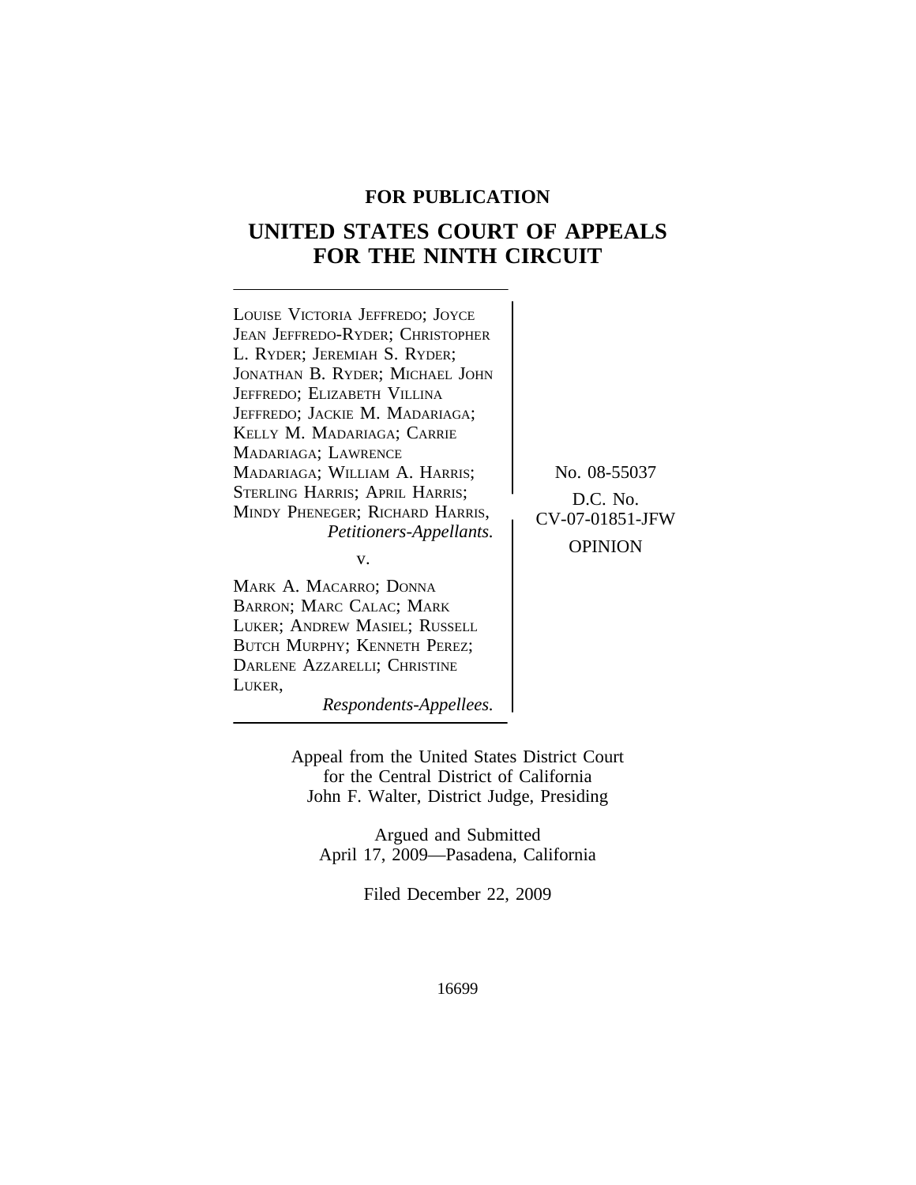**FOR PUBLICATION**

# UNITED STATES COURT OF APPEALS FOR THE NINTH CIRCUIT

LOUISE VICTORIA JEFFREDO; JOYCE JEAN JEFFREDO-RYDER; CHRISTOPHER L. RYDER; JEREMIAH S. RYDER; JONATHAN B. RYDER; MICHAEL JOHN JEFFREDO; ELIZABETH VILLINA JEFFREDO; JACKIE M. MADARIAGA; KELLY M. MADARIAGA; CARRIE MADARIAGA; LAWRENCE MADARIAGA; WILLIAM A. HARRIS; STERLING HARRIS; APRIL HARRIS; MINDY PHENEGER; RICHARD HARRIS,
*Petitioners-Appellants.*

v.

MARK A. MACARRO; DONNA BARRON; MARC CALAC; MARK LUKER; ANDREW MASIEL; RUSSELL BUTCH MURPHY; KENNETH PEREZ; DARLENE AZZARELLI; CHRISTINE LUKER,
*Respondents-Appellees.*

No. 08-55037

D.C. No. CV-07-01851-JFW

OPINION

Appeal from the United States District Court
for the Central District of California
John F. Walter, District Judge, Presiding

Argued and Submitted
April 17, 2009—Pasadena, California

Filed December 22, 2009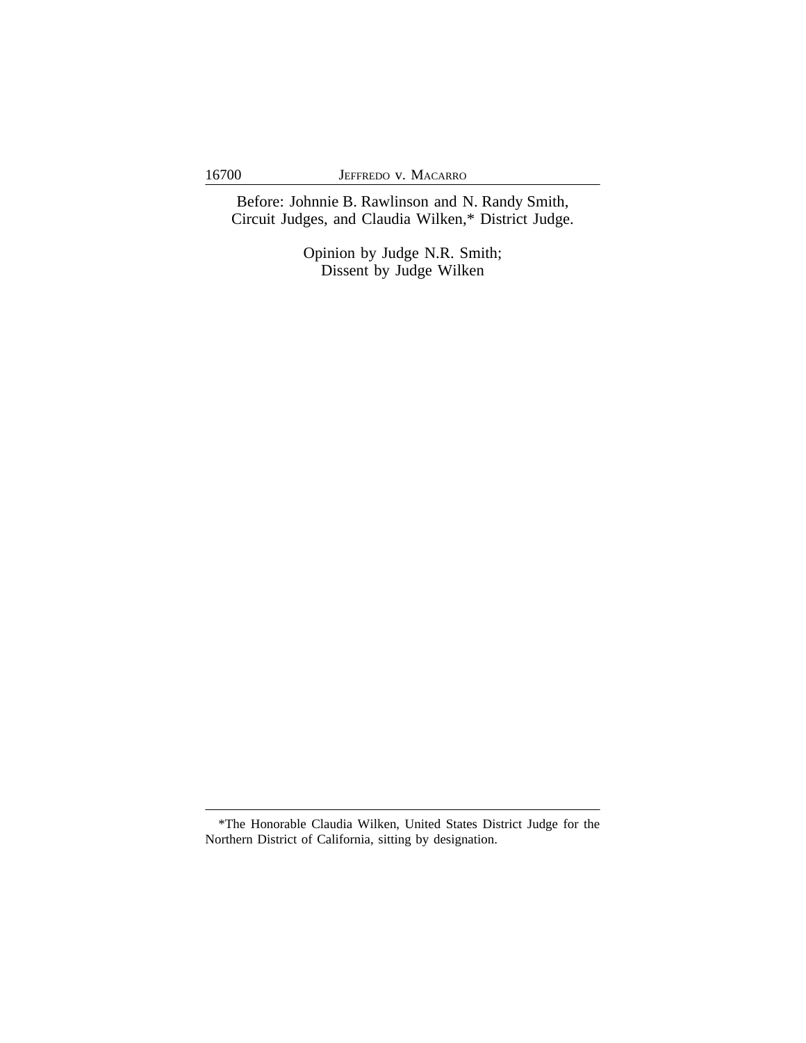Before: Johnnie B. Rawlinson and N. Randy Smith, Circuit Judges, and Claudia Wilken,* District Judge.

Opinion by Judge N.R. Smith;
Dissent by Judge Wilken

---

*The Honorable Claudia Wilken, United States District Judge for the Northern District of California, sitting by designation.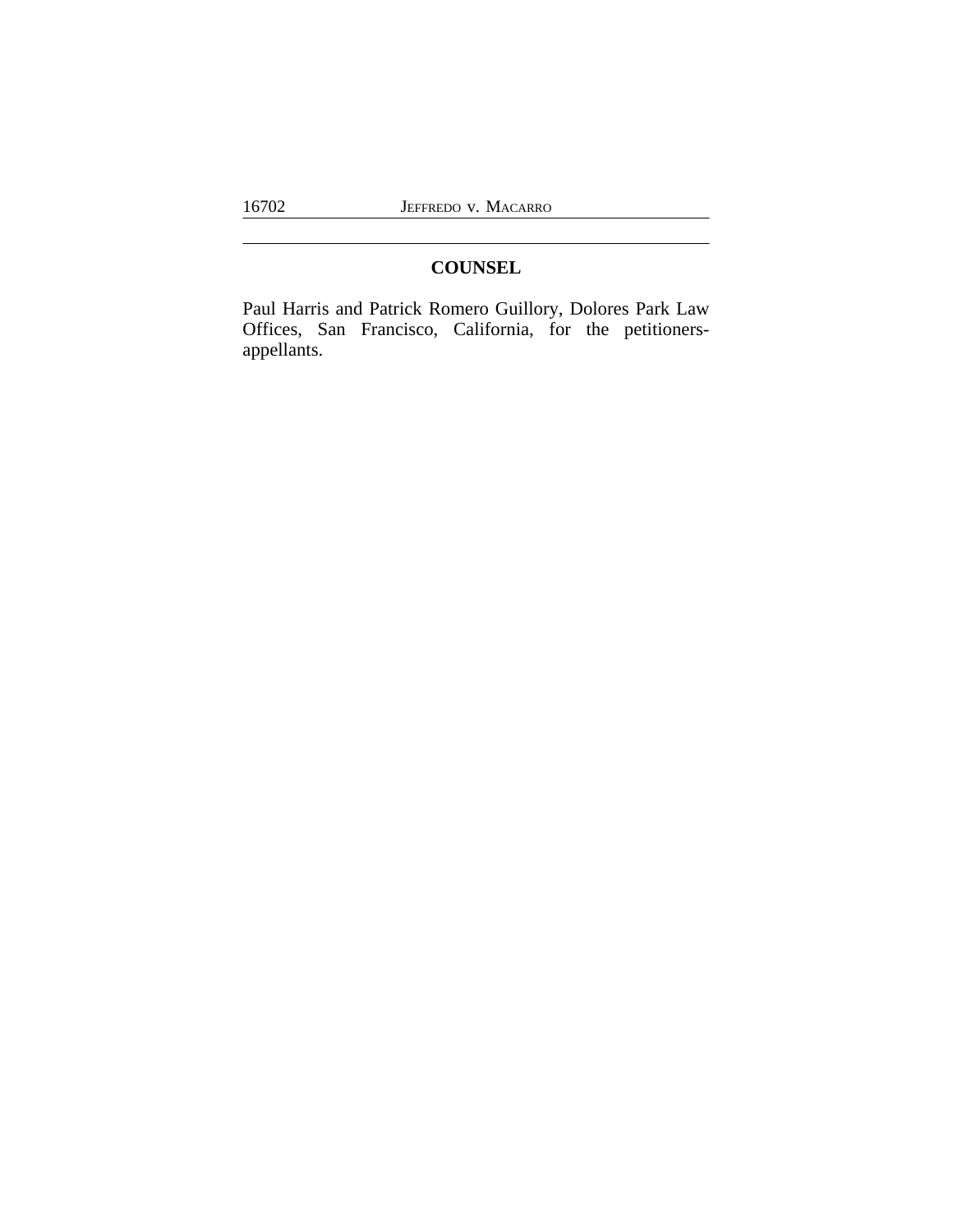## COUNSEL

Paul Harris and Patrick Romero Guillory, Dolores Park Law Offices, San Francisco, California, for the petitioners-appellants.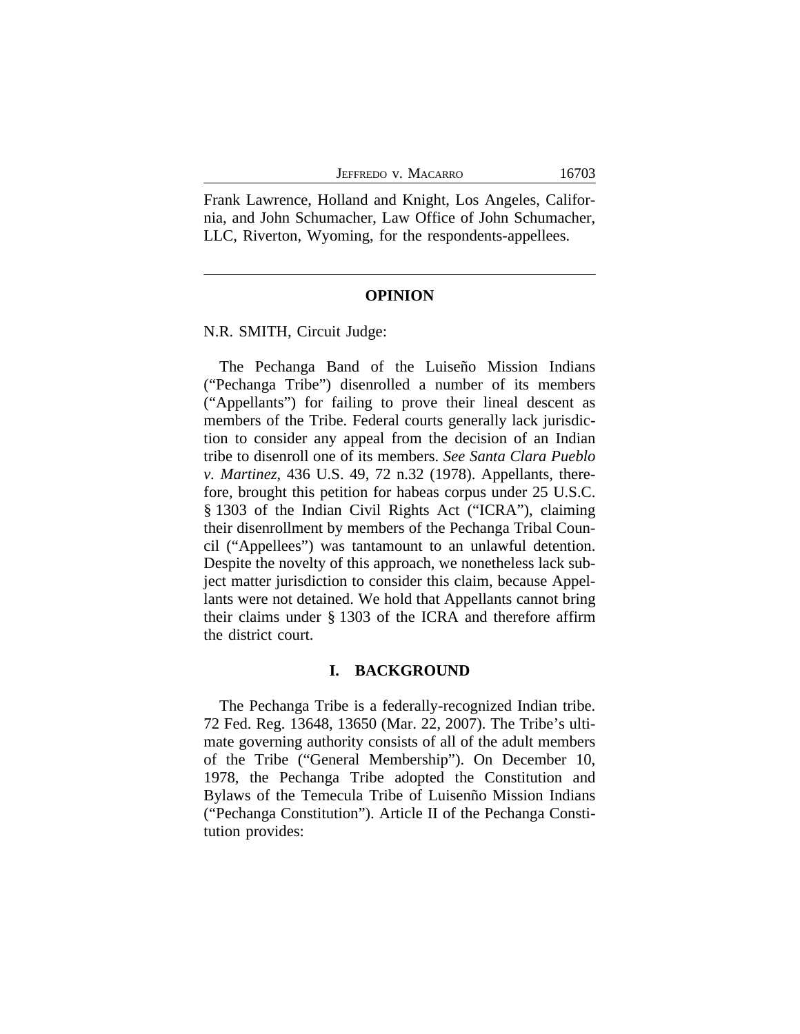Frank Lawrence, Holland and Knight, Los Angeles, California, and John Schumacher, Law Office of John Schumacher, LLC, Riverton, Wyoming, for the respondents-appellees.

---

## OPINION

N.R. SMITH, Circuit Judge:

The Pechanga Band of the Luiseño Mission Indians ("Pechanga Tribe") disenrolled a number of its members ("Appellants") for failing to prove their lineal descent as members of the Tribe. Federal courts generally lack jurisdiction to consider any appeal from the decision of an Indian tribe to disenroll one of its members. *See Santa Clara Pueblo v. Martinez*, 436 U.S. 49, 72 n.32 (1978). Appellants, therefore, brought this petition for habeas corpus under 25 U.S.C. § 1303 of the Indian Civil Rights Act ("ICRA"), claiming their disenrollment by members of the Pechanga Tribal Council ("Appellees") was tantamount to an unlawful detention. Despite the novelty of this approach, we nonetheless lack subject matter jurisdiction to consider this claim, because Appellants were not detained. We hold that Appellants cannot bring their claims under § 1303 of the ICRA and therefore affirm the district court.

## I. BACKGROUND

The Pechanga Tribe is a federally-recognized Indian tribe. 72 Fed. Reg. 13648, 13650 (Mar. 22, 2007). The Tribe's ultimate governing authority consists of all of the adult members of the Tribe ("General Membership"). On December 10, 1978, the Pechanga Tribe adopted the Constitution and Bylaws of the Temecula Tribe of Luisenño Mission Indians ("Pechanga Constitution"). Article II of the Pechanga Constitution provides: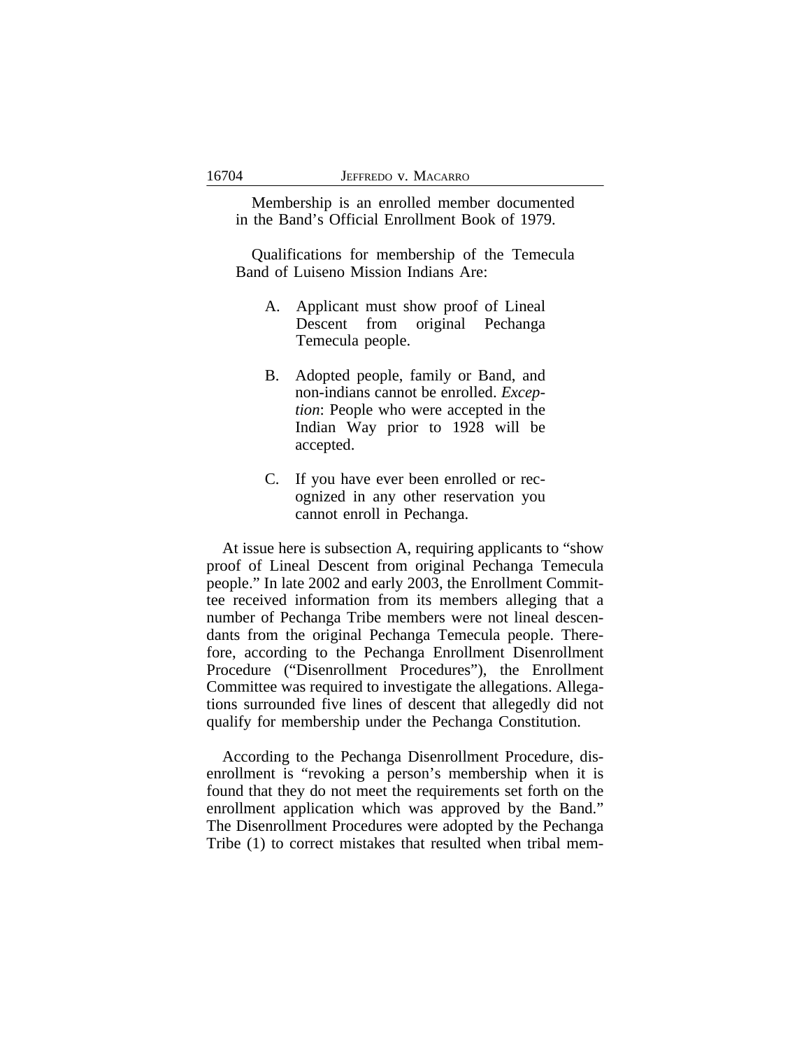Membership is an enrolled member documented in the Band's Official Enrollment Book of 1979.

Qualifications for membership of the Temecula Band of Luiseno Mission Indians Are:

A. Applicant must show proof of Lineal Descent from original Pechanga Temecula people.

B. Adopted people, family or Band, and non-indians cannot be enrolled. *Exception*: People who were accepted in the Indian Way prior to 1928 will be accepted.

C. If you have ever been enrolled or recognized in any other reservation you cannot enroll in Pechanga.

At issue here is subsection A, requiring applicants to "show proof of Lineal Descent from original Pechanga Temecula people." In late 2002 and early 2003, the Enrollment Committee received information from its members alleging that a number of Pechanga Tribe members were not lineal descendants from the original Pechanga Temecula people. Therefore, according to the Pechanga Enrollment Disenrollment Procedure ("Disenrollment Procedures"), the Enrollment Committee was required to investigate the allegations. Allegations surrounded five lines of descent that allegedly did not qualify for membership under the Pechanga Constitution.

According to the Pechanga Disenrollment Procedure, disenrollment is "revoking a person's membership when it is found that they do not meet the requirements set forth on the enrollment application which was approved by the Band." The Disenrollment Procedures were adopted by the Pechanga Tribe (1) to correct mistakes that resulted when tribal mem-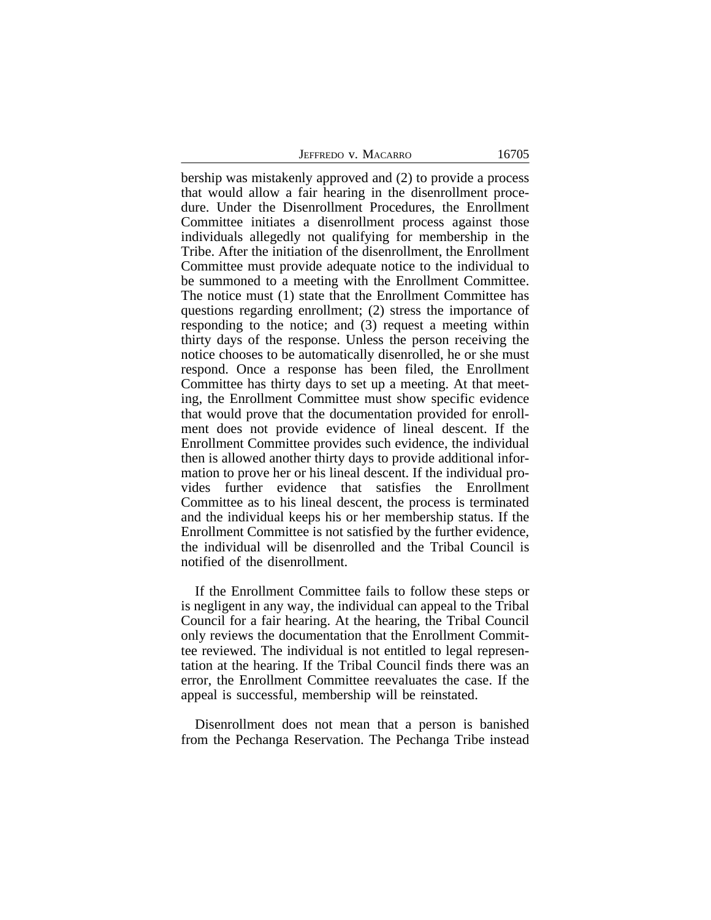bership was mistakenly approved and (2) to provide a process that would allow a fair hearing in the disenrollment procedure. Under the Disenrollment Procedures, the Enrollment Committee initiates a disenrollment process against those individuals allegedly not qualifying for membership in the Tribe. After the initiation of the disenrollment, the Enrollment Committee must provide adequate notice to the individual to be summoned to a meeting with the Enrollment Committee. The notice must (1) state that the Enrollment Committee has questions regarding enrollment; (2) stress the importance of responding to the notice; and (3) request a meeting within thirty days of the response. Unless the person receiving the notice chooses to be automatically disenrolled, he or she must respond. Once a response has been filed, the Enrollment Committee has thirty days to set up a meeting. At that meeting, the Enrollment Committee must show specific evidence that would prove that the documentation provided for enrollment does not provide evidence of lineal descent. If the Enrollment Committee provides such evidence, the individual then is allowed another thirty days to provide additional information to prove her or his lineal descent. If the individual provides further evidence that satisfies the Enrollment Committee as to his lineal descent, the process is terminated and the individual keeps his or her membership status. If the Enrollment Committee is not satisfied by the further evidence, the individual will be disenrolled and the Tribal Council is notified of the disenrollment.

If the Enrollment Committee fails to follow these steps or is negligent in any way, the individual can appeal to the Tribal Council for a fair hearing. At the hearing, the Tribal Council only reviews the documentation that the Enrollment Committee reviewed. The individual is not entitled to legal representation at the hearing. If the Tribal Council finds there was an error, the Enrollment Committee reevaluates the case. If the appeal is successful, membership will be reinstated.

Disenrollment does not mean that a person is banished from the Pechanga Reservation. The Pechanga Tribe instead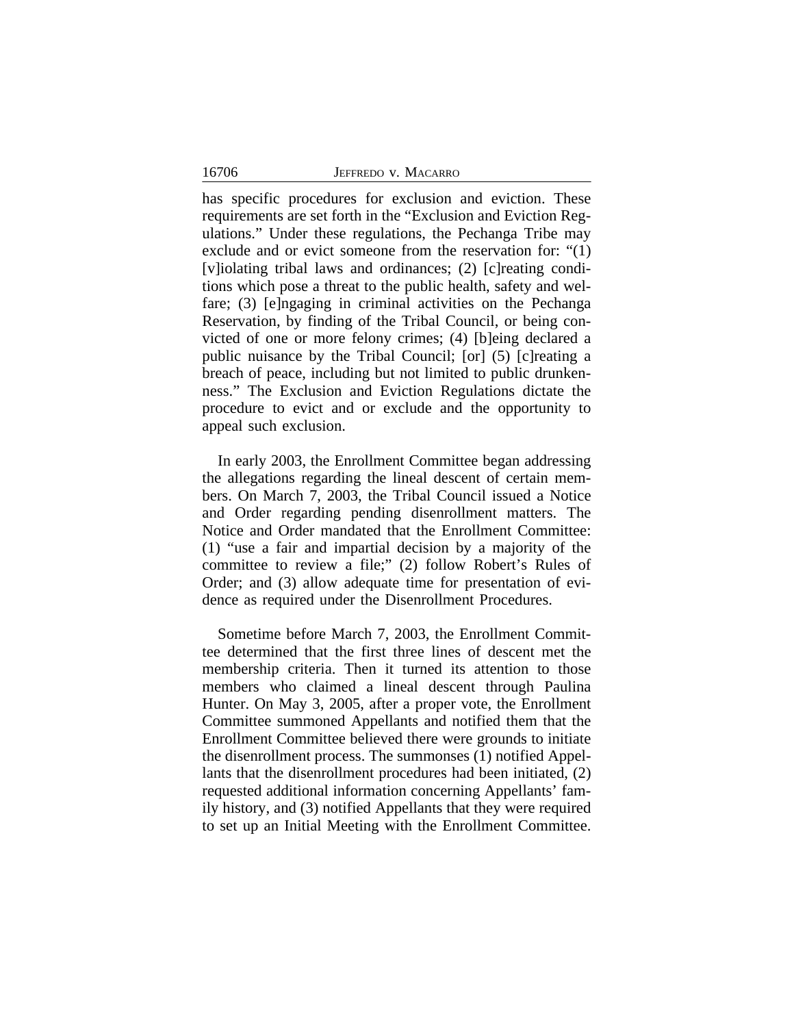has specific procedures for exclusion and eviction. These requirements are set forth in the "Exclusion and Eviction Regulations." Under these regulations, the Pechanga Tribe may exclude and or evict someone from the reservation for: "(1) [v]iolating tribal laws and ordinances; (2) [c]reating conditions which pose a threat to the public health, safety and welfare; (3) [e]ngaging in criminal activities on the Pechanga Reservation, by finding of the Tribal Council, or being convicted of one or more felony crimes; (4) [b]eing declared a public nuisance by the Tribal Council; [or] (5) [c]reating a breach of peace, including but not limited to public drunkenness." The Exclusion and Eviction Regulations dictate the procedure to evict and or exclude and the opportunity to appeal such exclusion.

In early 2003, the Enrollment Committee began addressing the allegations regarding the lineal descent of certain members. On March 7, 2003, the Tribal Council issued a Notice and Order regarding pending disenrollment matters. The Notice and Order mandated that the Enrollment Committee: (1) "use a fair and impartial decision by a majority of the committee to review a file;" (2) follow Robert's Rules of Order; and (3) allow adequate time for presentation of evidence as required under the Disenrollment Procedures.

Sometime before March 7, 2003, the Enrollment Committee determined that the first three lines of descent met the membership criteria. Then it turned its attention to those members who claimed a lineal descent through Paulina Hunter. On May 3, 2005, after a proper vote, the Enrollment Committee summoned Appellants and notified them that the Enrollment Committee believed there were grounds to initiate the disenrollment process. The summonses (1) notified Appellants that the disenrollment procedures had been initiated, (2) requested additional information concerning Appellants' family history, and (3) notified Appellants that they were required to set up an Initial Meeting with the Enrollment Committee.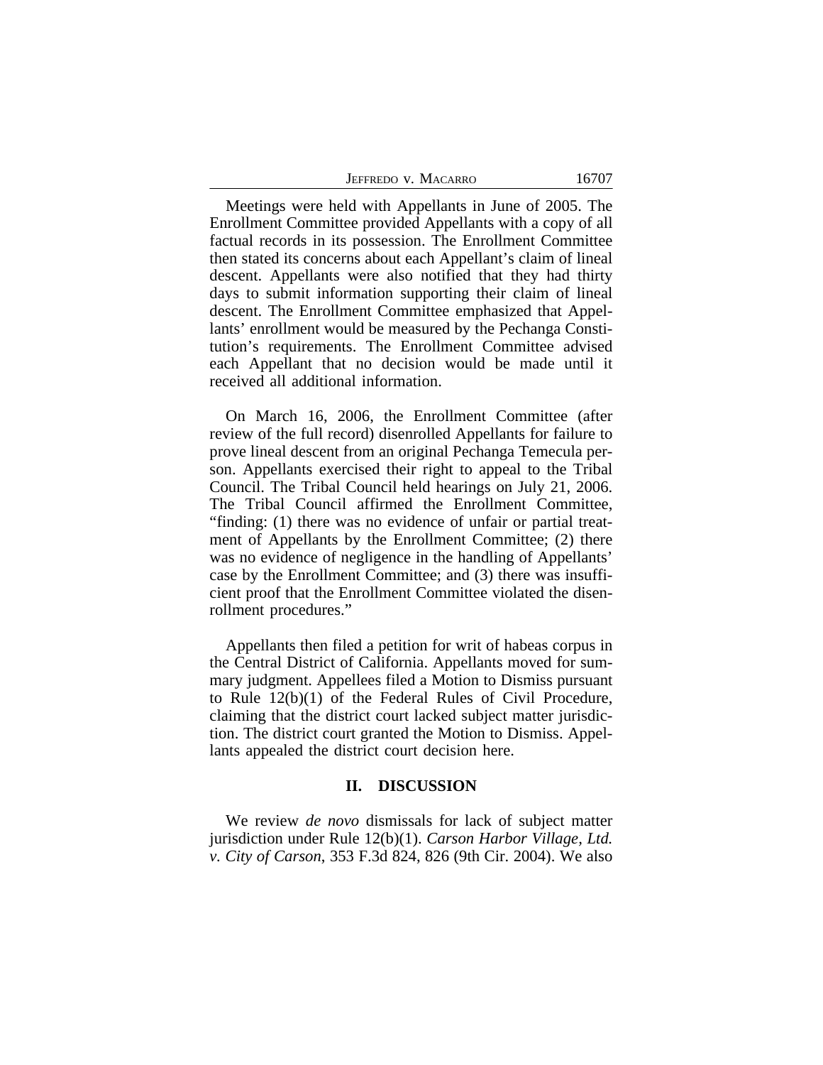Meetings were held with Appellants in June of 2005. The Enrollment Committee provided Appellants with a copy of all factual records in its possession. The Enrollment Committee then stated its concerns about each Appellant's claim of lineal descent. Appellants were also notified that they had thirty days to submit information supporting their claim of lineal descent. The Enrollment Committee emphasized that Appellants' enrollment would be measured by the Pechanga Constitution's requirements. The Enrollment Committee advised each Appellant that no decision would be made until it received all additional information.

On March 16, 2006, the Enrollment Committee (after review of the full record) disenrolled Appellants for failure to prove lineal descent from an original Pechanga Temecula person. Appellants exercised their right to appeal to the Tribal Council. The Tribal Council held hearings on July 21, 2006. The Tribal Council affirmed the Enrollment Committee, "finding: (1) there was no evidence of unfair or partial treatment of Appellants by the Enrollment Committee; (2) there was no evidence of negligence in the handling of Appellants' case by the Enrollment Committee; and (3) there was insufficient proof that the Enrollment Committee violated the disenrollment procedures."

Appellants then filed a petition for writ of habeas corpus in the Central District of California. Appellants moved for summary judgment. Appellees filed a Motion to Dismiss pursuant to Rule 12(b)(1) of the Federal Rules of Civil Procedure, claiming that the district court lacked subject matter jurisdiction. The district court granted the Motion to Dismiss. Appellants appealed the district court decision here.

## II. DISCUSSION

We review *de novo* dismissals for lack of subject matter jurisdiction under Rule 12(b)(1). *Carson Harbor Village, Ltd. v. City of Carson*, 353 F.3d 824, 826 (9th Cir. 2004). We also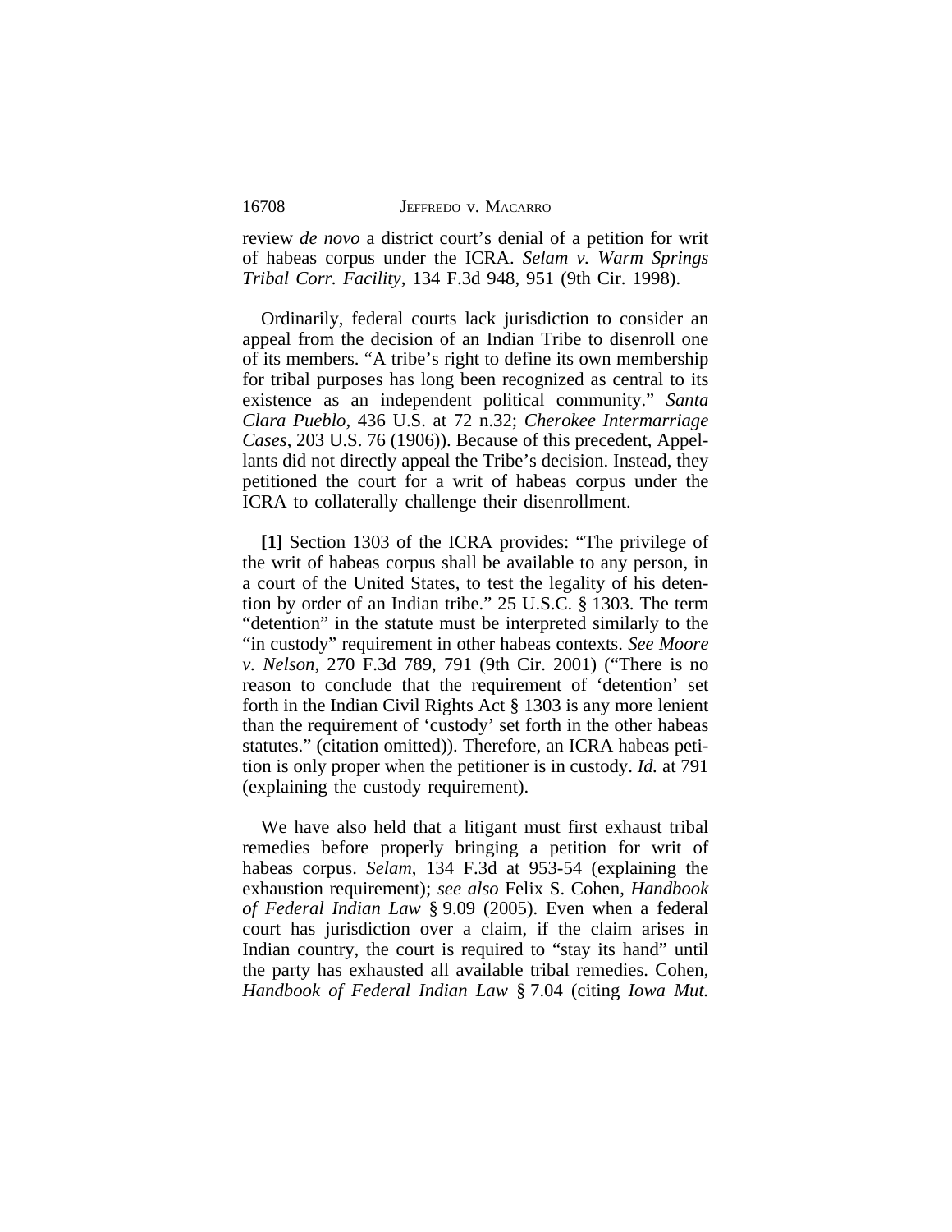review *de novo* a district court's denial of a petition for writ of habeas corpus under the ICRA. *Selam v. Warm Springs Tribal Corr. Facility*, 134 F.3d 948, 951 (9th Cir. 1998).

Ordinarily, federal courts lack jurisdiction to consider an appeal from the decision of an Indian Tribe to disenroll one of its members. "A tribe's right to define its own membership for tribal purposes has long been recognized as central to its existence as an independent political community." *Santa Clara Pueblo*, 436 U.S. at 72 n.32; *Cherokee Intermarriage Cases*, 203 U.S. 76 (1906)). Because of this precedent, Appellants did not directly appeal the Tribe's decision. Instead, they petitioned the court for a writ of habeas corpus under the ICRA to collaterally challenge their disenrollment.

**[1]** Section 1303 of the ICRA provides: "The privilege of the writ of habeas corpus shall be available to any person, in a court of the United States, to test the legality of his detention by order of an Indian tribe." 25 U.S.C. § 1303. The term "detention" in the statute must be interpreted similarly to the "in custody" requirement in other habeas contexts. *See Moore v. Nelson*, 270 F.3d 789, 791 (9th Cir. 2001) ("There is no reason to conclude that the requirement of 'detention' set forth in the Indian Civil Rights Act § 1303 is any more lenient than the requirement of 'custody' set forth in the other habeas statutes." (citation omitted)). Therefore, an ICRA habeas petition is only proper when the petitioner is in custody. *Id.* at 791 (explaining the custody requirement).

We have also held that a litigant must first exhaust tribal remedies before properly bringing a petition for writ of habeas corpus. *Selam*, 134 F.3d at 953-54 (explaining the exhaustion requirement); *see also* Felix S. Cohen, *Handbook of Federal Indian Law* § 9.09 (2005). Even when a federal court has jurisdiction over a claim, if the claim arises in Indian country, the court is required to "stay its hand" until the party has exhausted all available tribal remedies. Cohen, *Handbook of Federal Indian Law* § 7.04 (citing *Iowa Mut.*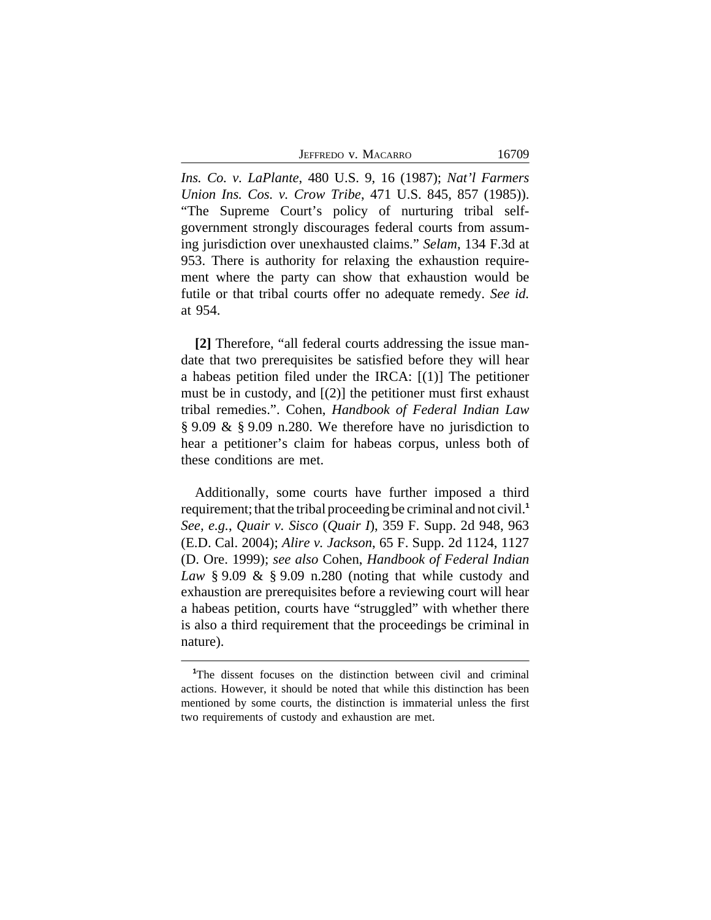*Ins. Co. v. LaPlante*, 480 U.S. 9, 16 (1987); *Nat'l Farmers Union Ins. Cos. v. Crow Tribe*, 471 U.S. 845, 857 (1985)). "The Supreme Court's policy of nurturing tribal self-government strongly discourages federal courts from assuming jurisdiction over unexhausted claims." *Selam*, 134 F.3d at 953. There is authority for relaxing the exhaustion requirement where the party can show that exhaustion would be futile or that tribal courts offer no adequate remedy. *See id.* at 954.

**[2]** Therefore, "all federal courts addressing the issue mandate that two prerequisites be satisfied before they will hear a habeas petition filed under the IRCA: [(1)] The petitioner must be in custody, and [(2)] the petitioner must first exhaust tribal remedies.". Cohen, *Handbook of Federal Indian Law* § 9.09 & § 9.09 n.280. We therefore have no jurisdiction to hear a petitioner's claim for habeas corpus, unless both of these conditions are met.

Additionally, some courts have further imposed a third requirement; that the tribal proceeding be criminal and not civil.[1] *See, e.g.*, *Quair v. Sisco* (*Quair I*), 359 F. Supp. 2d 948, 963 (E.D. Cal. 2004); *Alire v. Jackson*, 65 F. Supp. 2d 1124, 1127 (D. Ore. 1999); *see also* Cohen, *Handbook of Federal Indian Law* § 9.09 & § 9.09 n.280 (noting that while custody and exhaustion are prerequisites before a reviewing court will hear a habeas petition, courts have "struggled" with whether there is also a third requirement that the proceedings be criminal in nature).

[1]The dissent focuses on the distinction between civil and criminal actions. However, it should be noted that while this distinction has been mentioned by some courts, the distinction is immaterial unless the first two requirements of custody and exhaustion are met.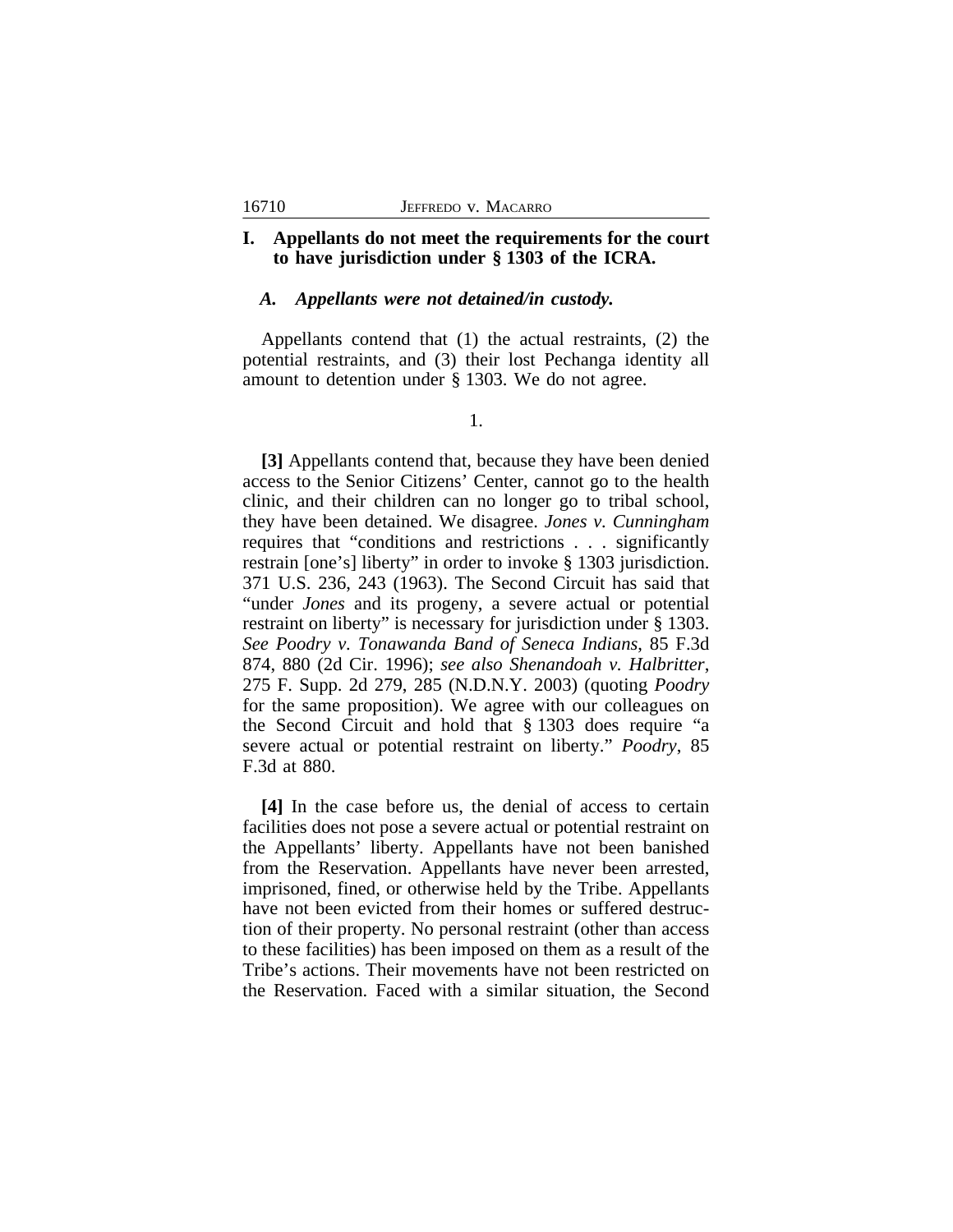## I. Appellants do not meet the requirements for the court to have jurisdiction under § 1303 of the ICRA.

### *A. Appellants were not detained/in custody.*

Appellants contend that (1) the actual restraints, (2) the potential restraints, and (3) their lost Pechanga identity all amount to detention under § 1303. We do not agree.

1.

**[3]** Appellants contend that, because they have been denied access to the Senior Citizens' Center, cannot go to the health clinic, and their children can no longer go to tribal school, they have been detained. We disagree. *Jones v. Cunningham* requires that "conditions and restrictions . . . significantly restrain [one's] liberty" in order to invoke § 1303 jurisdiction. 371 U.S. 236, 243 (1963). The Second Circuit has said that "under *Jones* and its progeny, a severe actual or potential restraint on liberty" is necessary for jurisdiction under § 1303. *See Poodry v. Tonawanda Band of Seneca Indians*, 85 F.3d 874, 880 (2d Cir. 1996); *see also Shenandoah v. Halbritter*, 275 F. Supp. 2d 279, 285 (N.D.N.Y. 2003) (quoting *Poodry* for the same proposition). We agree with our colleagues on the Second Circuit and hold that § 1303 does require "a severe actual or potential restraint on liberty." *Poodry*, 85 F.3d at 880.

**[4]** In the case before us, the denial of access to certain facilities does not pose a severe actual or potential restraint on the Appellants' liberty. Appellants have not been banished from the Reservation. Appellants have never been arrested, imprisoned, fined, or otherwise held by the Tribe. Appellants have not been evicted from their homes or suffered destruction of their property. No personal restraint (other than access to these facilities) has been imposed on them as a result of the Tribe's actions. Their movements have not been restricted on the Reservation. Faced with a similar situation, the Second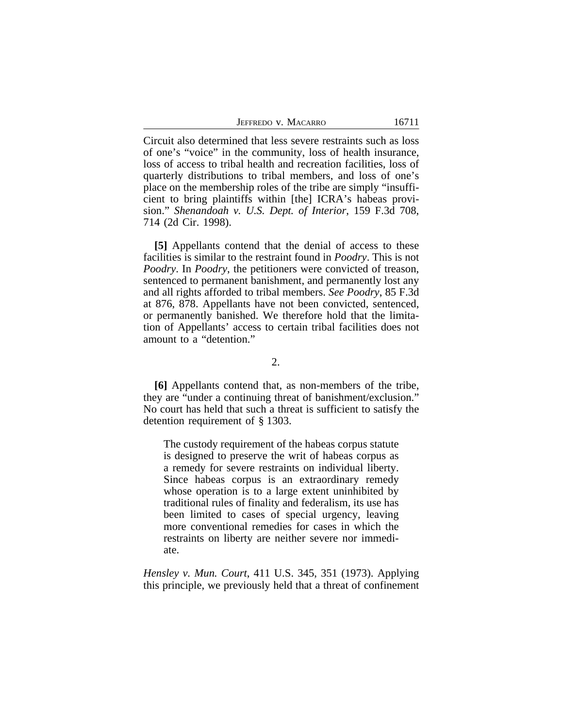Circuit also determined that less severe restraints such as loss of one's "voice" in the community, loss of health insurance, loss of access to tribal health and recreation facilities, loss of quarterly distributions to tribal members, and loss of one's place on the membership roles of the tribe are simply "insufficient to bring plaintiffs within [the] ICRA's habeas provision." *Shenandoah v. U.S. Dept. of Interior*, 159 F.3d 708, 714 (2d Cir. 1998).

**[5]** Appellants contend that the denial of access to these facilities is similar to the restraint found in *Poodry*. This is not *Poodry*. In *Poodry*, the petitioners were convicted of treason, sentenced to permanent banishment, and permanently lost any and all rights afforded to tribal members. *See Poodry*, 85 F.3d at 876, 878. Appellants have not been convicted, sentenced, or permanently banished. We therefore hold that the limitation of Appellants' access to certain tribal facilities does not amount to a "detention."

2.

**[6]** Appellants contend that, as non-members of the tribe, they are "under a continuing threat of banishment/exclusion." No court has held that such a threat is sufficient to satisfy the detention requirement of § 1303.

> The custody requirement of the habeas corpus statute is designed to preserve the writ of habeas corpus as a remedy for severe restraints on individual liberty. Since habeas corpus is an extraordinary remedy whose operation is to a large extent uninhibited by traditional rules of finality and federalism, its use has been limited to cases of special urgency, leaving more conventional remedies for cases in which the restraints on liberty are neither severe nor immediate.

*Hensley v. Mun. Court*, 411 U.S. 345, 351 (1973). Applying this principle, we previously held that a threat of confinement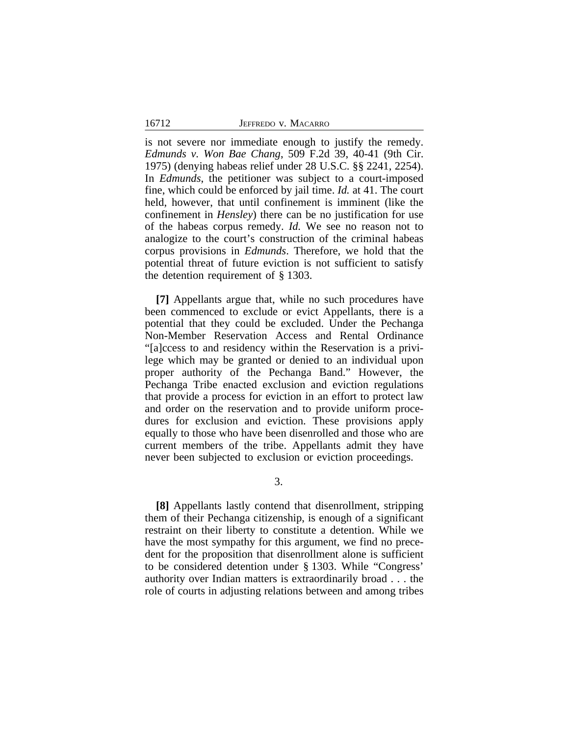is not severe nor immediate enough to justify the remedy. *Edmunds v. Won Bae Chang*, 509 F.2d 39, 40-41 (9th Cir. 1975) (denying habeas relief under 28 U.S.C. §§ 2241, 2254). In *Edmunds*, the petitioner was subject to a court-imposed fine, which could be enforced by jail time. *Id.* at 41. The court held, however, that until confinement is imminent (like the confinement in *Hensley*) there can be no justification for use of the habeas corpus remedy. *Id.* We see no reason not to analogize to the court's construction of the criminal habeas corpus provisions in *Edmunds*. Therefore, we hold that the potential threat of future eviction is not sufficient to satisfy the detention requirement of § 1303.

**[7]** Appellants argue that, while no such procedures have been commenced to exclude or evict Appellants, there is a potential that they could be excluded. Under the Pechanga Non-Member Reservation Access and Rental Ordinance "[a]ccess to and residency within the Reservation is a privilege which may be granted or denied to an individual upon proper authority of the Pechanga Band." However, the Pechanga Tribe enacted exclusion and eviction regulations that provide a process for eviction in an effort to protect law and order on the reservation and to provide uniform procedures for exclusion and eviction. These provisions apply equally to those who have been disenrolled and those who are current members of the tribe. Appellants admit they have never been subjected to exclusion or eviction proceedings.

3.

**[8]** Appellants lastly contend that disenrollment, stripping them of their Pechanga citizenship, is enough of a significant restraint on their liberty to constitute a detention. While we have the most sympathy for this argument, we find no precedent for the proposition that disenrollment alone is sufficient to be considered detention under § 1303. While "Congress' authority over Indian matters is extraordinarily broad . . . the role of courts in adjusting relations between and among tribes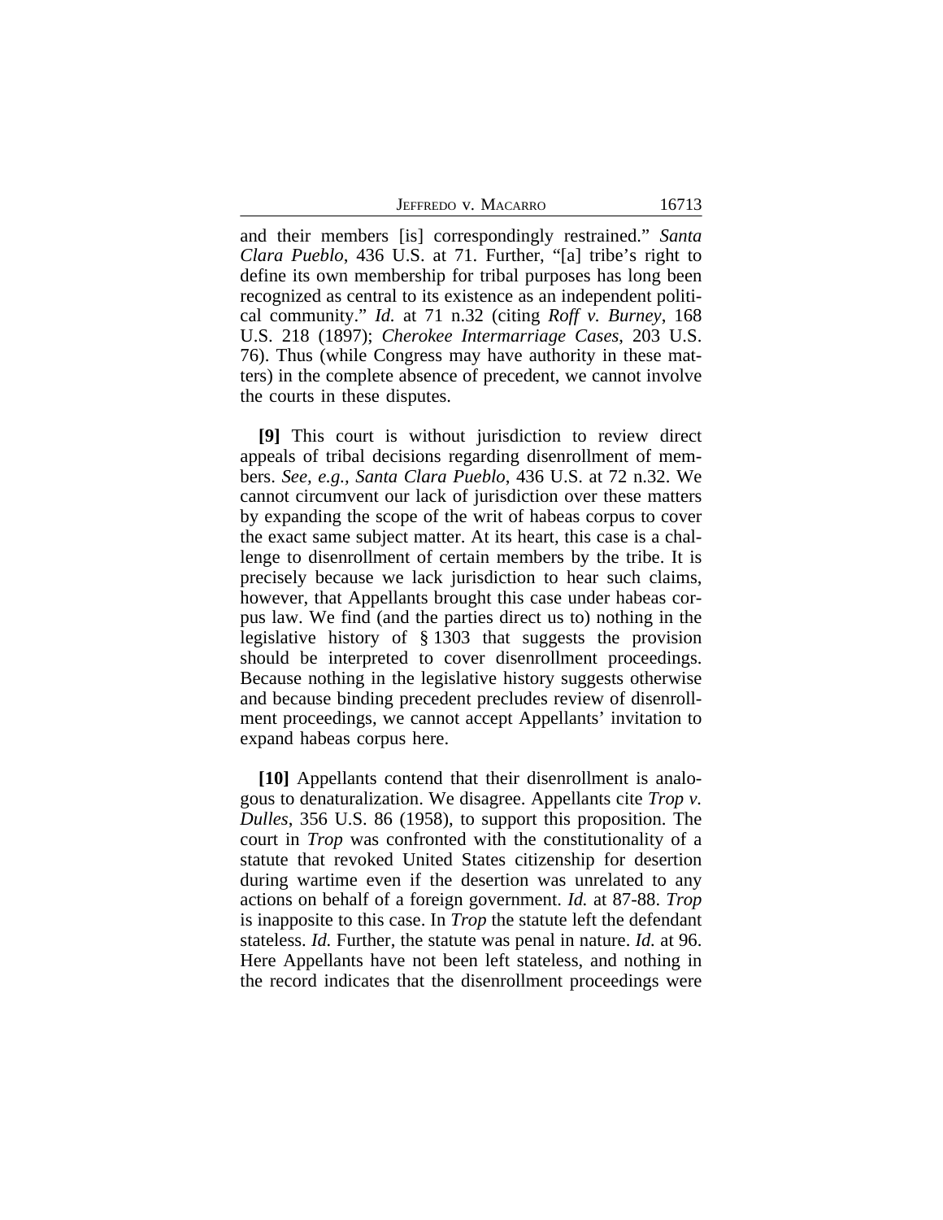and their members [is] correspondingly restrained." *Santa Clara Pueblo*, 436 U.S. at 71. Further, "[a] tribe's right to define its own membership for tribal purposes has long been recognized as central to its existence as an independent political community." *Id.* at 71 n.32 (citing *Roff v. Burney*, 168 U.S. 218 (1897); *Cherokee Intermarriage Cases*, 203 U.S. 76). Thus (while Congress may have authority in these matters) in the complete absence of precedent, we cannot involve the courts in these disputes.

**[9]** This court is without jurisdiction to review direct appeals of tribal decisions regarding disenrollment of members. *See, e.g.*, *Santa Clara Pueblo*, 436 U.S. at 72 n.32. We cannot circumvent our lack of jurisdiction over these matters by expanding the scope of the writ of habeas corpus to cover the exact same subject matter. At its heart, this case is a challenge to disenrollment of certain members by the tribe. It is precisely because we lack jurisdiction to hear such claims, however, that Appellants brought this case under habeas corpus law. We find (and the parties direct us to) nothing in the legislative history of § 1303 that suggests the provision should be interpreted to cover disenrollment proceedings. Because nothing in the legislative history suggests otherwise and because binding precedent precludes review of disenrollment proceedings, we cannot accept Appellants' invitation to expand habeas corpus here.

**[10]** Appellants contend that their disenrollment is analogous to denaturalization. We disagree. Appellants cite *Trop v. Dulles*, 356 U.S. 86 (1958), to support this proposition. The court in *Trop* was confronted with the constitutionality of a statute that revoked United States citizenship for desertion during wartime even if the desertion was unrelated to any actions on behalf of a foreign government. *Id.* at 87-88. *Trop* is inapposite to this case. In *Trop* the statute left the defendant stateless. *Id.* Further, the statute was penal in nature. *Id.* at 96. Here Appellants have not been left stateless, and nothing in the record indicates that the disenrollment proceedings were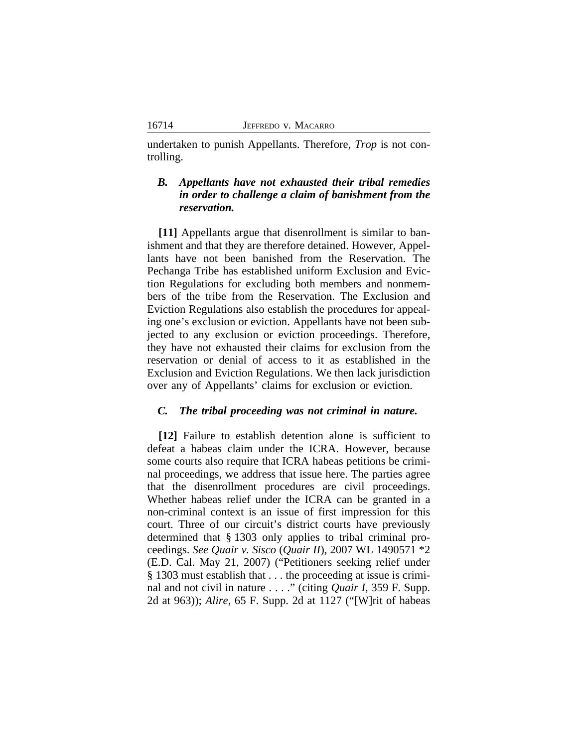undertaken to punish Appellants. Therefore, *Trop* is not controlling.

### *B. Appellants have not exhausted their tribal remedies in order to challenge a claim of banishment from the reservation.*

**[11]** Appellants argue that disenrollment is similar to banishment and that they are therefore detained. However, Appellants have not been banished from the Reservation. The Pechanga Tribe has established uniform Exclusion and Eviction Regulations for excluding both members and nonmembers of the tribe from the Reservation. The Exclusion and Eviction Regulations also establish the procedures for appealing one's exclusion or eviction. Appellants have not been subjected to any exclusion or eviction proceedings. Therefore, they have not exhausted their claims for exclusion from the reservation or denial of access to it as established in the Exclusion and Eviction Regulations. We then lack jurisdiction over any of Appellants' claims for exclusion or eviction.

### *C. The tribal proceeding was not criminal in nature.*

**[12]** Failure to establish detention alone is sufficient to defeat a habeas claim under the ICRA. However, because some courts also require that ICRA habeas petitions be criminal proceedings, we address that issue here. The parties agree that the disenrollment procedures are civil proceedings. Whether habeas relief under the ICRA can be granted in a non-criminal context is an issue of first impression for this court. Three of our circuit's district courts have previously determined that § 1303 only applies to tribal criminal proceedings. *See Quair v. Sisco* (*Quair II*), 2007 WL 1490571 *2 (E.D. Cal. May 21, 2007) ("Petitioners seeking relief under § 1303 must establish that . . . the proceeding at issue is criminal and not civil in nature . . . ." (citing *Quair I*, 359 F. Supp. 2d at 963)); *Alire*, 65 F. Supp. 2d at 1127 ("[W]rit of habeas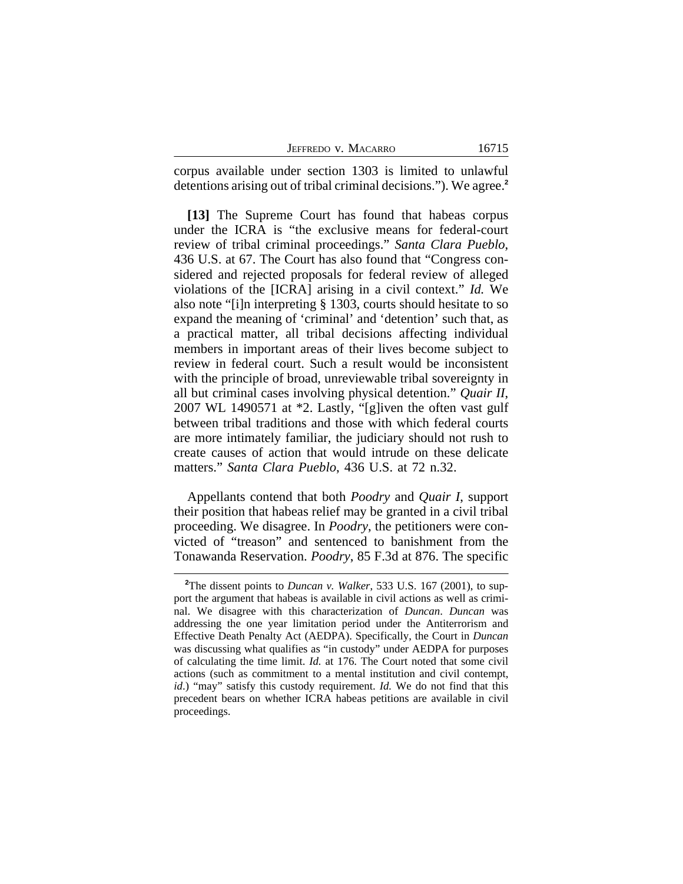corpus available under section 1303 is limited to unlawful detentions arising out of tribal criminal decisions."). We agree.[2]

**[13]** The Supreme Court has found that habeas corpus under the ICRA is "the exclusive means for federal-court review of tribal criminal proceedings." *Santa Clara Pueblo*, 436 U.S. at 67. The Court has also found that "Congress considered and rejected proposals for federal review of alleged violations of the [ICRA] arising in a civil context." *Id.* We also note "[i]n interpreting § 1303, courts should hesitate to so expand the meaning of 'criminal' and 'detention' such that, as a practical matter, all tribal decisions affecting individual members in important areas of their lives become subject to review in federal court. Such a result would be inconsistent with the principle of broad, unreviewable tribal sovereignty in all but criminal cases involving physical detention." *Quair II*, 2007 WL 1490571 at *2. Lastly, "[g]iven the often vast gulf between tribal traditions and those with which federal courts are more intimately familiar, the judiciary should not rush to create causes of action that would intrude on these delicate matters." *Santa Clara Pueblo*, 436 U.S. at 72 n.32.

Appellants contend that both *Poodry* and *Quair I*, support their position that habeas relief may be granted in a civil tribal proceeding. We disagree. In *Poodry*, the petitioners were convicted of "treason" and sentenced to banishment from the Tonawanda Reservation. *Poodry*, 85 F.3d at 876. The specific

---

[2]The dissent points to *Duncan v. Walker*, 533 U.S. 167 (2001), to support the argument that habeas is available in civil actions as well as criminal. We disagree with this characterization of *Duncan*. *Duncan* was addressing the one year limitation period under the Antiterrorism and Effective Death Penalty Act (AEDPA). Specifically, the Court in *Duncan* was discussing what qualifies as "in custody" under AEDPA for purposes of calculating the time limit. *Id.* at 176. The Court noted that some civil actions (such as commitment to a mental institution and civil contempt, *id*.) "may" satisfy this custody requirement. *Id.* We do not find that this precedent bears on whether ICRA habeas petitions are available in civil proceedings.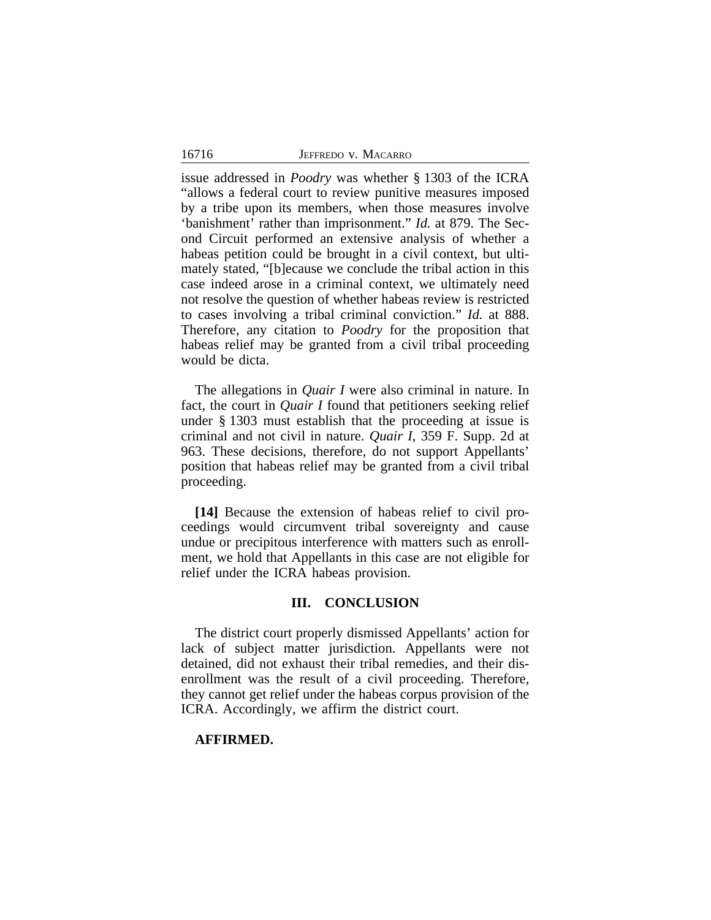issue addressed in *Poodry* was whether § 1303 of the ICRA "allows a federal court to review punitive measures imposed by a tribe upon its members, when those measures involve 'banishment' rather than imprisonment." *Id.* at 879. The Second Circuit performed an extensive analysis of whether a habeas petition could be brought in a civil context, but ultimately stated, "[b]ecause we conclude the tribal action in this case indeed arose in a criminal context, we ultimately need not resolve the question of whether habeas review is restricted to cases involving a tribal criminal conviction." *Id.* at 888. Therefore, any citation to *Poodry* for the proposition that habeas relief may be granted from a civil tribal proceeding would be dicta.

The allegations in *Quair I* were also criminal in nature. In fact, the court in *Quair I* found that petitioners seeking relief under § 1303 must establish that the proceeding at issue is criminal and not civil in nature. *Quair I*, 359 F. Supp. 2d at 963. These decisions, therefore, do not support Appellants' position that habeas relief may be granted from a civil tribal proceeding.

**[14]** Because the extension of habeas relief to civil proceedings would circumvent tribal sovereignty and cause undue or precipitous interference with matters such as enrollment, we hold that Appellants in this case are not eligible for relief under the ICRA habeas provision.

## III. CONCLUSION

The district court properly dismissed Appellants' action for lack of subject matter jurisdiction. Appellants were not detained, did not exhaust their tribal remedies, and their disenrollment was the result of a civil proceeding. Therefore, they cannot get relief under the habeas corpus provision of the ICRA. Accordingly, we affirm the district court.

**AFFIRMED.**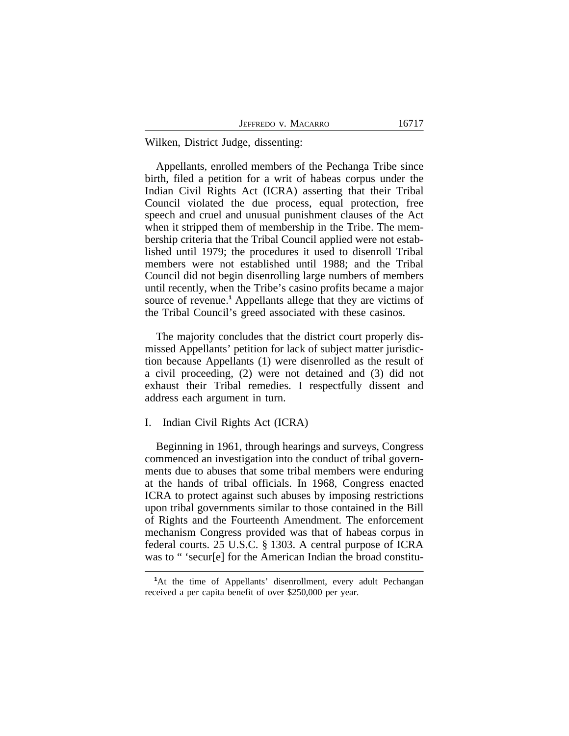Wilken, District Judge, dissenting:

Appellants, enrolled members of the Pechanga Tribe since birth, filed a petition for a writ of habeas corpus under the Indian Civil Rights Act (ICRA) asserting that their Tribal Council violated the due process, equal protection, free speech and cruel and unusual punishment clauses of the Act when it stripped them of membership in the Tribe. The membership criteria that the Tribal Council applied were not established until 1979; the procedures it used to disenroll Tribal members were not established until 1988; and the Tribal Council did not begin disenrolling large numbers of members until recently, when the Tribe's casino profits became a major source of revenue.[1] Appellants allege that they are victims of the Tribal Council's greed associated with these casinos.

The majority concludes that the district court properly dismissed Appellants' petition for lack of subject matter jurisdiction because Appellants (1) were disenrolled as the result of a civil proceeding, (2) were not detained and (3) did not exhaust their Tribal remedies. I respectfully dissent and address each argument in turn.

## I. Indian Civil Rights Act (ICRA)

Beginning in 1961, through hearings and surveys, Congress commenced an investigation into the conduct of tribal governments due to abuses that some tribal members were enduring at the hands of tribal officials. In 1968, Congress enacted ICRA to protect against such abuses by imposing restrictions upon tribal governments similar to those contained in the Bill of Rights and the Fourteenth Amendment. The enforcement mechanism Congress provided was that of habeas corpus in federal courts. 25 U.S.C. § 1303. A central purpose of ICRA was to " 'secur[e] for the American Indian the broad constitu-

[1]At the time of Appellants' disenrollment, every adult Pechangan received a per capita benefit of over $250,000 per year.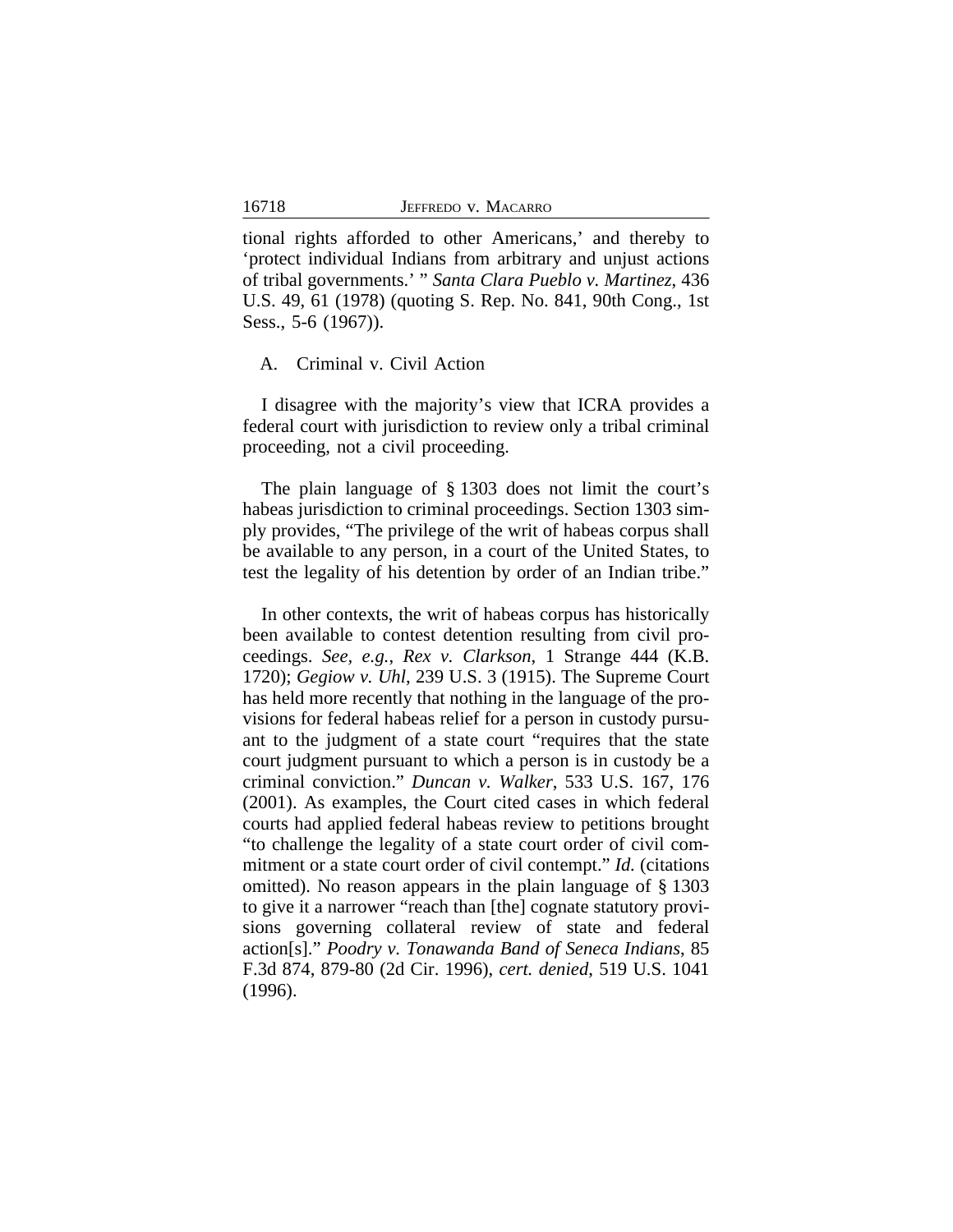tional rights afforded to other Americans,' and thereby to 'protect individual Indians from arbitrary and unjust actions of tribal governments.' " *Santa Clara Pueblo v. Martinez*, 436 U.S. 49, 61 (1978) (quoting S. Rep. No. 841, 90th Cong., 1st Sess., 5-6 (1967)).

A. Criminal v. Civil Action

I disagree with the majority's view that ICRA provides a federal court with jurisdiction to review only a tribal criminal proceeding, not a civil proceeding.

The plain language of § 1303 does not limit the court's habeas jurisdiction to criminal proceedings. Section 1303 simply provides, "The privilege of the writ of habeas corpus shall be available to any person, in a court of the United States, to test the legality of his detention by order of an Indian tribe."

In other contexts, the writ of habeas corpus has historically been available to contest detention resulting from civil proceedings. *See, e.g.*, *Rex v. Clarkson*, 1 Strange 444 (K.B. 1720); *Gegiow v. Uhl*, 239 U.S. 3 (1915). The Supreme Court has held more recently that nothing in the language of the provisions for federal habeas relief for a person in custody pursuant to the judgment of a state court "requires that the state court judgment pursuant to which a person is in custody be a criminal conviction." *Duncan v. Walker*, 533 U.S. 167, 176 (2001). As examples, the Court cited cases in which federal courts had applied federal habeas review to petitions brought "to challenge the legality of a state court order of civil commitment or a state court order of civil contempt." *Id.* (citations omitted). No reason appears in the plain language of § 1303 to give it a narrower "reach than [the] cognate statutory provisions governing collateral review of state and federal action[s]." *Poodry v. Tonawanda Band of Seneca Indians*, 85 F.3d 874, 879-80 (2d Cir. 1996), *cert. denied*, 519 U.S. 1041 (1996).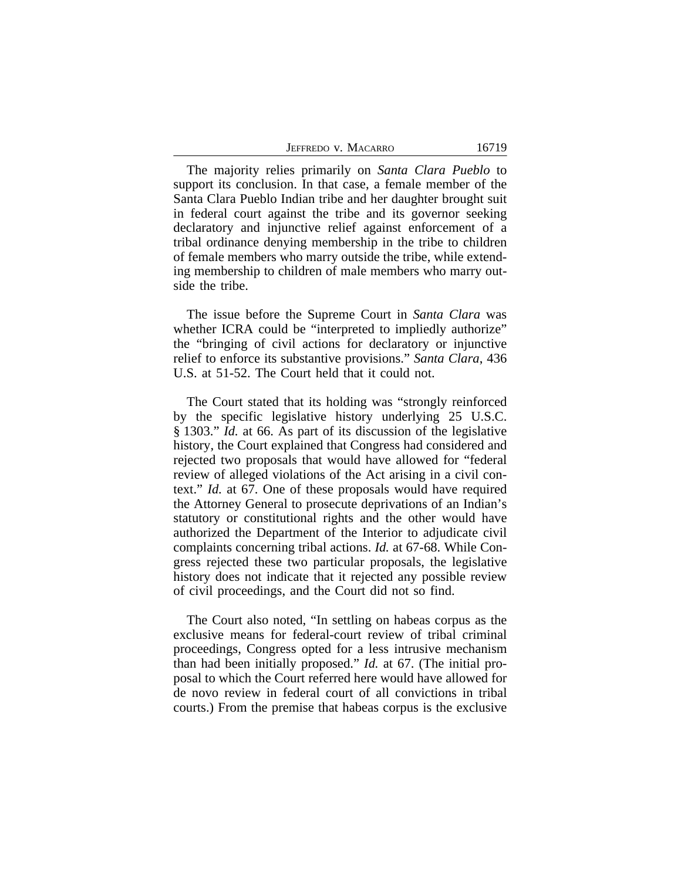The majority relies primarily on *Santa Clara Pueblo* to support its conclusion. In that case, a female member of the Santa Clara Pueblo Indian tribe and her daughter brought suit in federal court against the tribe and its governor seeking declaratory and injunctive relief against enforcement of a tribal ordinance denying membership in the tribe to children of female members who marry outside the tribe, while extending membership to children of male members who marry outside the tribe.

The issue before the Supreme Court in *Santa Clara* was whether ICRA could be "interpreted to impliedly authorize" the "bringing of civil actions for declaratory or injunctive relief to enforce its substantive provisions." *Santa Clara*, 436 U.S. at 51-52. The Court held that it could not.

The Court stated that its holding was "strongly reinforced by the specific legislative history underlying 25 U.S.C. § 1303." *Id.* at 66. As part of its discussion of the legislative history, the Court explained that Congress had considered and rejected two proposals that would have allowed for "federal review of alleged violations of the Act arising in a civil context." *Id.* at 67. One of these proposals would have required the Attorney General to prosecute deprivations of an Indian's statutory or constitutional rights and the other would have authorized the Department of the Interior to adjudicate civil complaints concerning tribal actions. *Id.* at 67-68. While Congress rejected these two particular proposals, the legislative history does not indicate that it rejected any possible review of civil proceedings, and the Court did not so find.

The Court also noted, "In settling on habeas corpus as the exclusive means for federal-court review of tribal criminal proceedings, Congress opted for a less intrusive mechanism than had been initially proposed." *Id.* at 67. (The initial proposal to which the Court referred here would have allowed for de novo review in federal court of all convictions in tribal courts.) From the premise that habeas corpus is the exclusive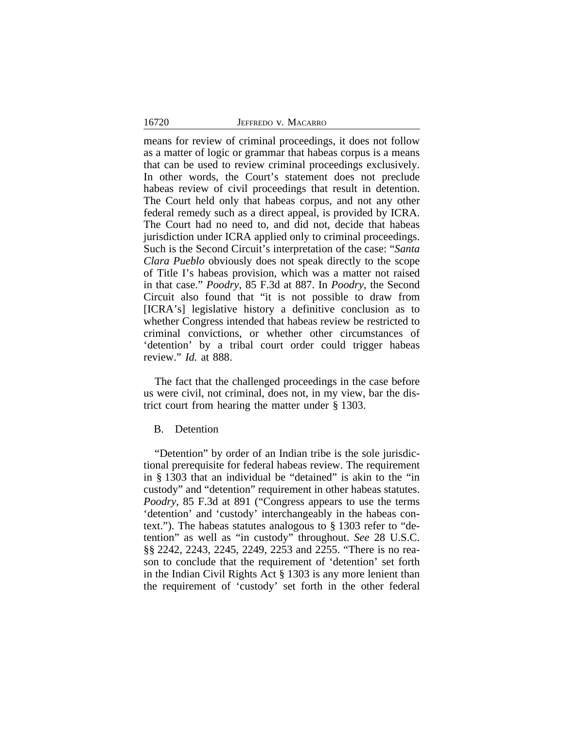means for review of criminal proceedings, it does not follow as a matter of logic or grammar that habeas corpus is a means that can be used to review criminal proceedings exclusively. In other words, the Court's statement does not preclude habeas review of civil proceedings that result in detention. The Court held only that habeas corpus, and not any other federal remedy such as a direct appeal, is provided by ICRA. The Court had no need to, and did not, decide that habeas jurisdiction under ICRA applied only to criminal proceedings. Such is the Second Circuit's interpretation of the case: "*Santa Clara Pueblo* obviously does not speak directly to the scope of Title I's habeas provision, which was a matter not raised in that case." *Poodry*, 85 F.3d at 887. In *Poodry*, the Second Circuit also found that "it is not possible to draw from [ICRA's] legislative history a definitive conclusion as to whether Congress intended that habeas review be restricted to criminal convictions, or whether other circumstances of 'detention' by a tribal court order could trigger habeas review." *Id.* at 888.

The fact that the challenged proceedings in the case before us were civil, not criminal, does not, in my view, bar the district court from hearing the matter under § 1303.

B. Detention

"Detention" by order of an Indian tribe is the sole jurisdictional prerequisite for federal habeas review. The requirement in § 1303 that an individual be "detained" is akin to the "in custody" and "detention" requirement in other habeas statutes. *Poodry*, 85 F.3d at 891 ("Congress appears to use the terms 'detention' and 'custody' interchangeably in the habeas context."). The habeas statutes analogous to § 1303 refer to "detention" as well as "in custody" throughout. *See* 28 U.S.C. §§ 2242, 2243, 2245, 2249, 2253 and 2255. "There is no reason to conclude that the requirement of 'detention' set forth in the Indian Civil Rights Act § 1303 is any more lenient than the requirement of 'custody' set forth in the other federal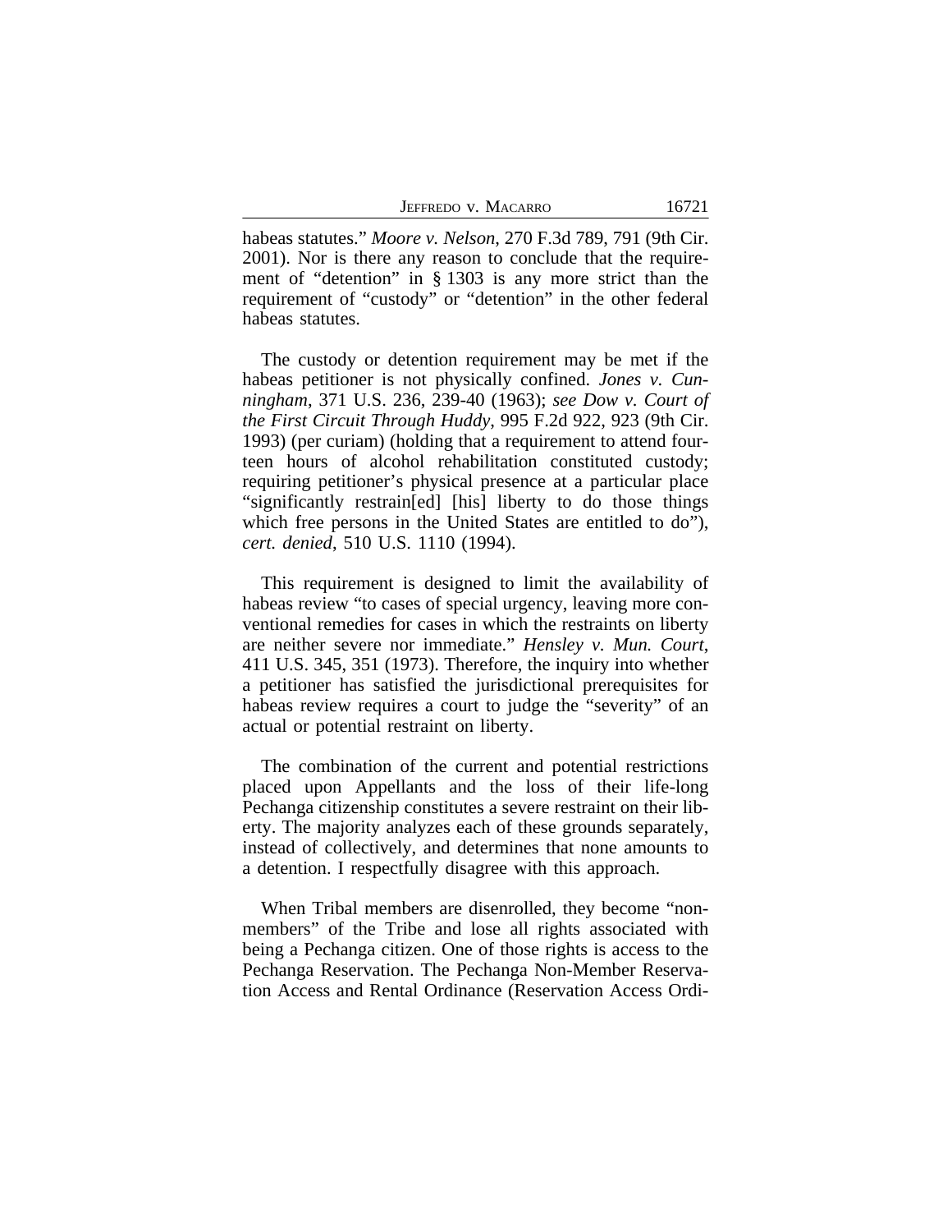habeas statutes." *Moore v. Nelson*, 270 F.3d 789, 791 (9th Cir. 2001). Nor is there any reason to conclude that the requirement of "detention" in § 1303 is any more strict than the requirement of "custody" or "detention" in the other federal habeas statutes.

The custody or detention requirement may be met if the habeas petitioner is not physically confined. *Jones v. Cunningham*, 371 U.S. 236, 239-40 (1963); *see Dow v. Court of the First Circuit Through Huddy*, 995 F.2d 922, 923 (9th Cir. 1993) (per curiam) (holding that a requirement to attend fourteen hours of alcohol rehabilitation constituted custody; requiring petitioner's physical presence at a particular place "significantly restrain[ed] [his] liberty to do those things which free persons in the United States are entitled to do"), *cert. denied*, 510 U.S. 1110 (1994).

This requirement is designed to limit the availability of habeas review "to cases of special urgency, leaving more conventional remedies for cases in which the restraints on liberty are neither severe nor immediate." *Hensley v. Mun. Court*, 411 U.S. 345, 351 (1973). Therefore, the inquiry into whether a petitioner has satisfied the jurisdictional prerequisites for habeas review requires a court to judge the "severity" of an actual or potential restraint on liberty.

The combination of the current and potential restrictions placed upon Appellants and the loss of their life-long Pechanga citizenship constitutes a severe restraint on their liberty. The majority analyzes each of these grounds separately, instead of collectively, and determines that none amounts to a detention. I respectfully disagree with this approach.

When Tribal members are disenrolled, they become "nonmembers" of the Tribe and lose all rights associated with being a Pechanga citizen. One of those rights is access to the Pechanga Reservation. The Pechanga Non-Member Reservation Access and Rental Ordinance (Reservation Access Ordi-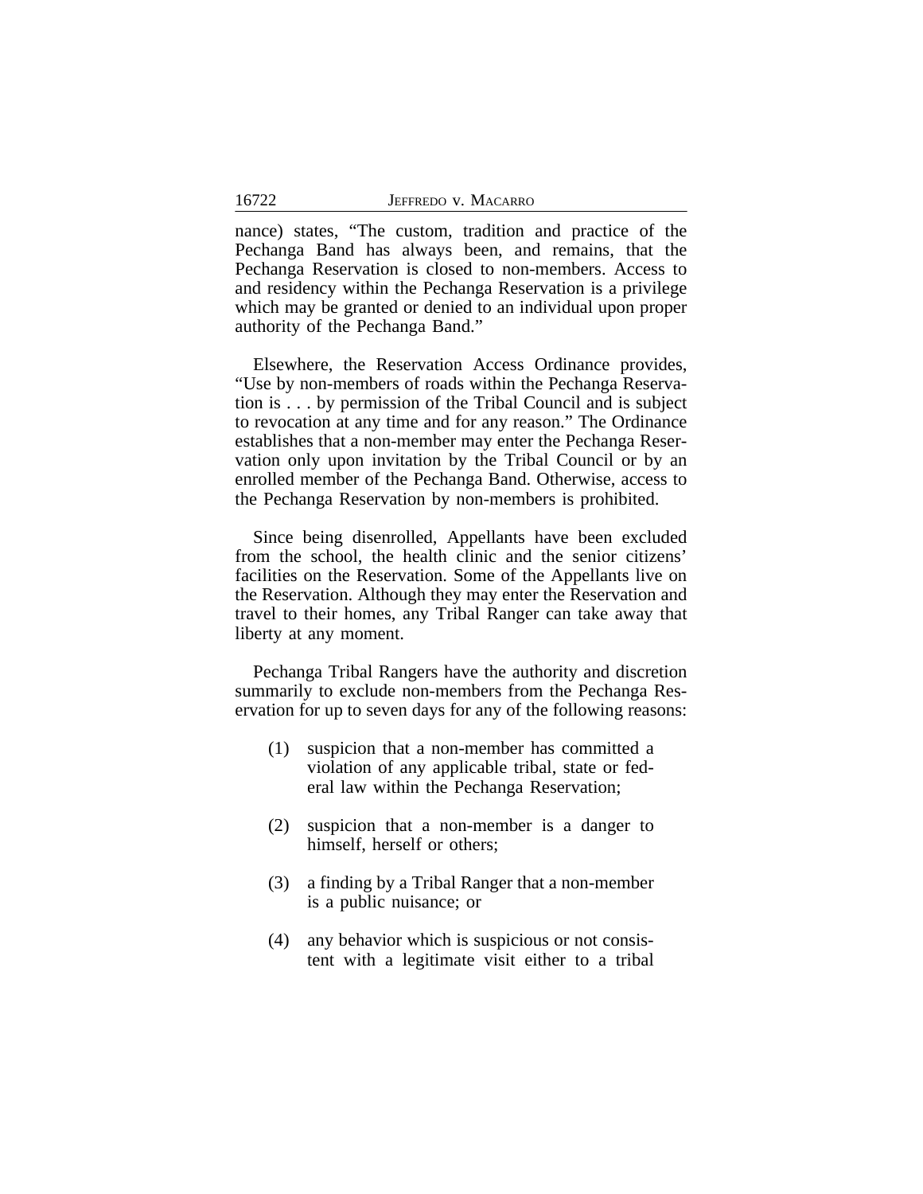nance) states, "The custom, tradition and practice of the Pechanga Band has always been, and remains, that the Pechanga Reservation is closed to non-members. Access to and residency within the Pechanga Reservation is a privilege which may be granted or denied to an individual upon proper authority of the Pechanga Band."

Elsewhere, the Reservation Access Ordinance provides, "Use by non-members of roads within the Pechanga Reservation is . . . by permission of the Tribal Council and is subject to revocation at any time and for any reason." The Ordinance establishes that a non-member may enter the Pechanga Reservation only upon invitation by the Tribal Council or by an enrolled member of the Pechanga Band. Otherwise, access to the Pechanga Reservation by non-members is prohibited.

Since being disenrolled, Appellants have been excluded from the school, the health clinic and the senior citizens' facilities on the Reservation. Some of the Appellants live on the Reservation. Although they may enter the Reservation and travel to their homes, any Tribal Ranger can take away that liberty at any moment.

Pechanga Tribal Rangers have the authority and discretion summarily to exclude non-members from the Pechanga Reservation for up to seven days for any of the following reasons:

(1) suspicion that a non-member has committed a violation of any applicable tribal, state or federal law within the Pechanga Reservation;

(2) suspicion that a non-member is a danger to himself, herself or others;

(3) a finding by a Tribal Ranger that a non-member is a public nuisance; or

(4) any behavior which is suspicious or not consistent with a legitimate visit either to a tribal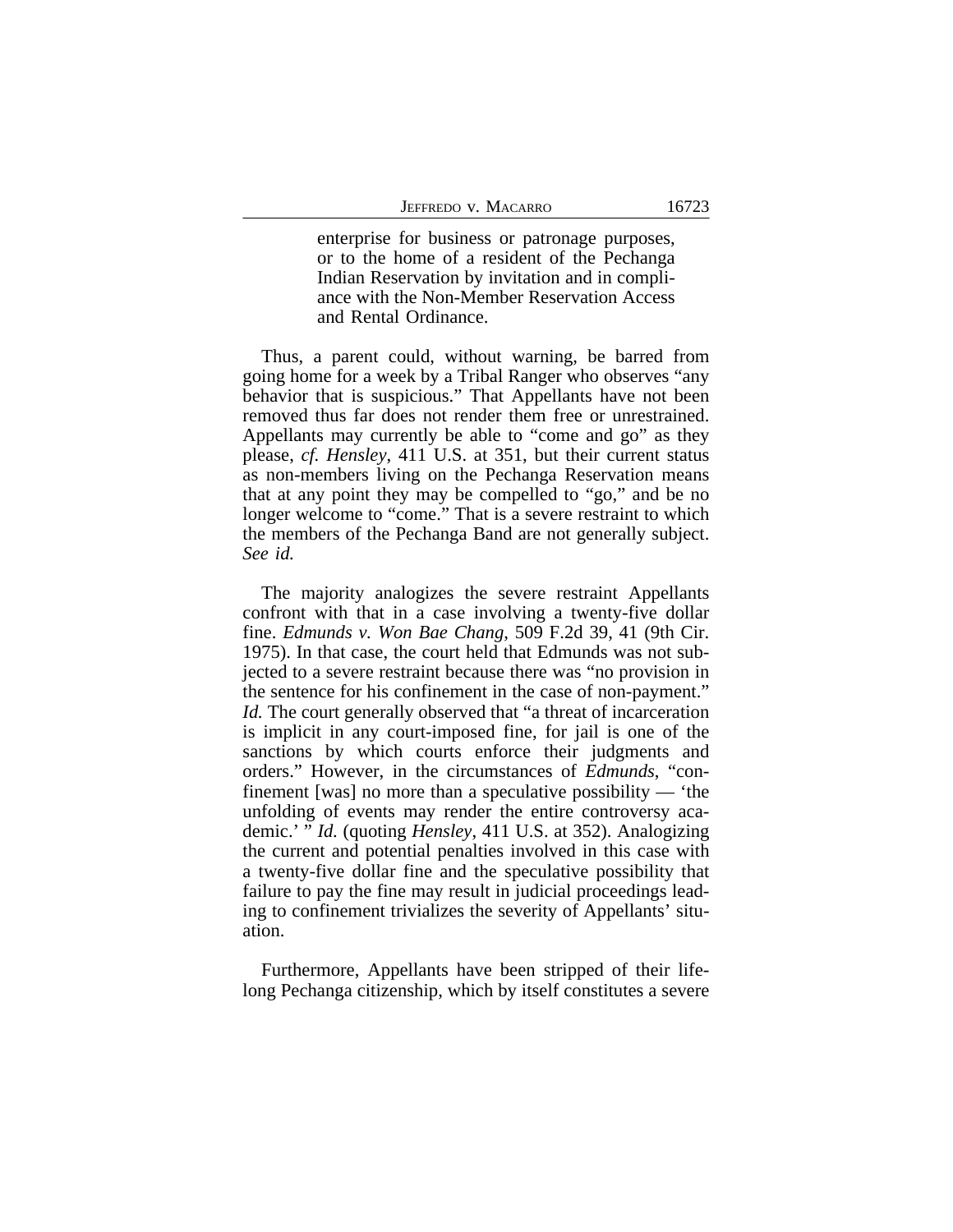> enterprise for business or patronage purposes, or to the home of a resident of the Pechanga Indian Reservation by invitation and in compliance with the Non-Member Reservation Access and Rental Ordinance.

Thus, a parent could, without warning, be barred from going home for a week by a Tribal Ranger who observes "any behavior that is suspicious." That Appellants have not been removed thus far does not render them free or unrestrained. Appellants may currently be able to "come and go" as they please, *cf. Hensley*, 411 U.S. at 351, but their current status as non-members living on the Pechanga Reservation means that at any point they may be compelled to "go," and be no longer welcome to "come." That is a severe restraint to which the members of the Pechanga Band are not generally subject. *See id.*

The majority analogizes the severe restraint Appellants confront with that in a case involving a twenty-five dollar fine. *Edmunds v. Won Bae Chang*, 509 F.2d 39, 41 (9th Cir. 1975). In that case, the court held that Edmunds was not subjected to a severe restraint because there was "no provision in the sentence for his confinement in the case of non-payment." *Id.* The court generally observed that "a threat of incarceration is implicit in any court-imposed fine, for jail is one of the sanctions by which courts enforce their judgments and orders." However, in the circumstances of *Edmunds*, "confinement [was] no more than a speculative possibility — 'the unfolding of events may render the entire controversy academic.' " *Id.* (quoting *Hensley*, 411 U.S. at 352). Analogizing the current and potential penalties involved in this case with a twenty-five dollar fine and the speculative possibility that failure to pay the fine may result in judicial proceedings leading to confinement trivializes the severity of Appellants' situation.

Furthermore, Appellants have been stripped of their lifelong Pechanga citizenship, which by itself constitutes a severe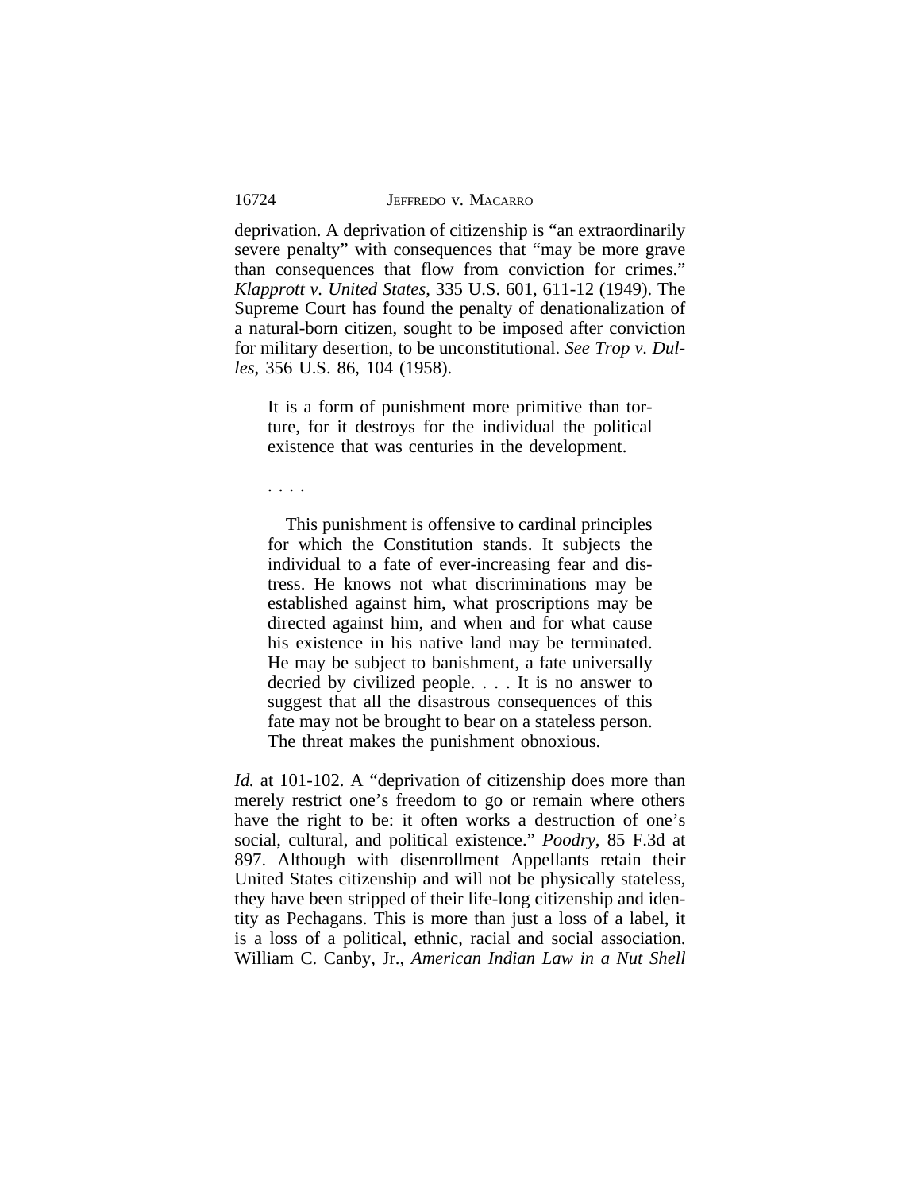deprivation. A deprivation of citizenship is "an extraordinarily severe penalty" with consequences that "may be more grave than consequences that flow from conviction for crimes." *Klapprott v. United States*, 335 U.S. 601, 611-12 (1949). The Supreme Court has found the penalty of denationalization of a natural-born citizen, sought to be imposed after conviction for military desertion, to be unconstitutional. *See Trop v. Dulles*, 356 U.S. 86, 104 (1958).

> It is a form of punishment more primitive than torture, for it destroys for the individual the political existence that was centuries in the development.
>
> . . . .
>
> This punishment is offensive to cardinal principles for which the Constitution stands. It subjects the individual to a fate of ever-increasing fear and distress. He knows not what discriminations may be established against him, what proscriptions may be directed against him, and when and for what cause his existence in his native land may be terminated. He may be subject to banishment, a fate universally decried by civilized people. . . . It is no answer to suggest that all the disastrous consequences of this fate may not be brought to bear on a stateless person. The threat makes the punishment obnoxious.

*Id.* at 101-102. A "deprivation of citizenship does more than merely restrict one's freedom to go or remain where others have the right to be: it often works a destruction of one's social, cultural, and political existence." *Poodry*, 85 F.3d at 897. Although with disenrollment Appellants retain their United States citizenship and will not be physically stateless, they have been stripped of their life-long citizenship and identity as Pechagans. This is more than just a loss of a label, it is a loss of a political, ethnic, racial and social association. William C. Canby, Jr., *American Indian Law in a Nut Shell*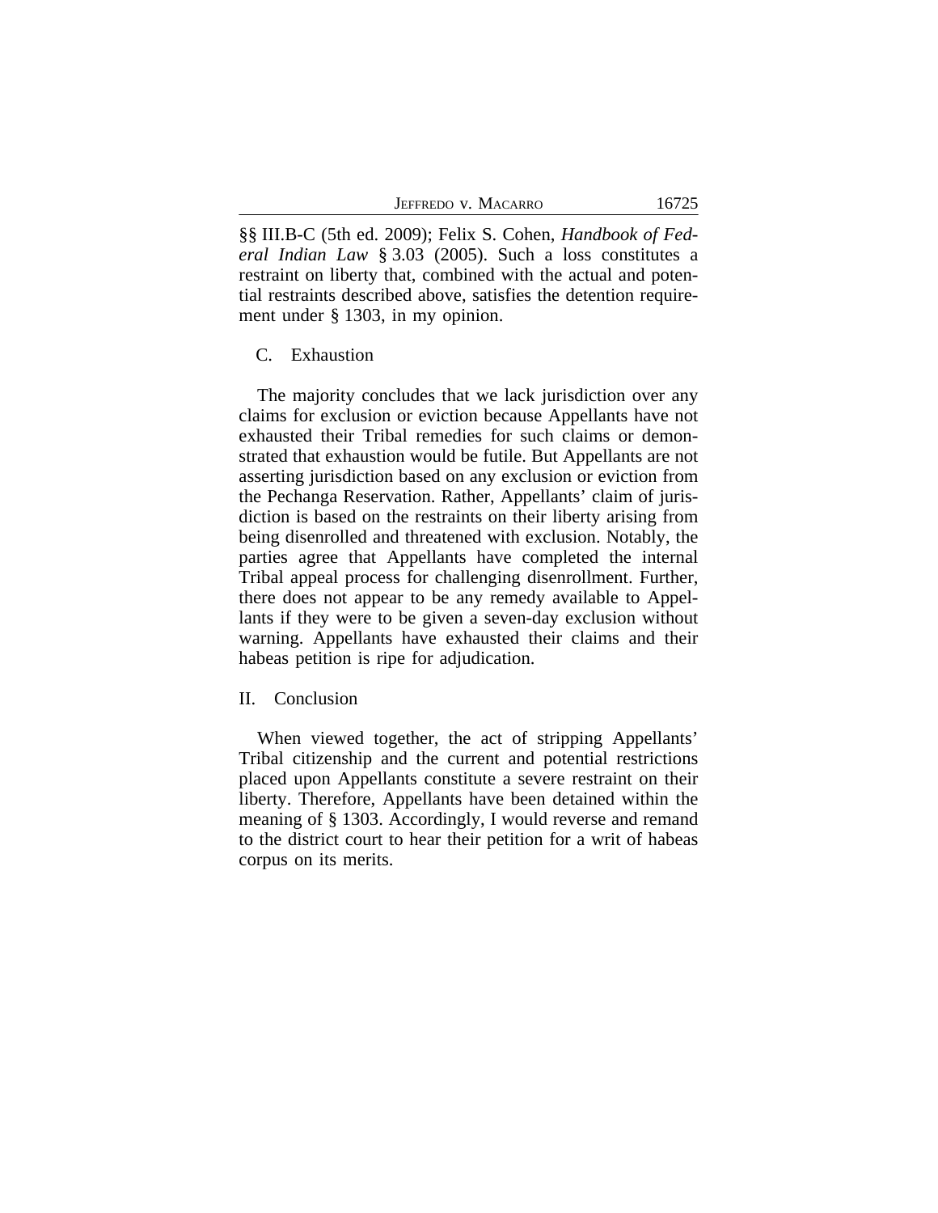§§ III.B-C (5th ed. 2009); Felix S. Cohen, *Handbook of Federal Indian Law* § 3.03 (2005). Such a loss constitutes a restraint on liberty that, combined with the actual and potential restraints described above, satisfies the detention requirement under § 1303, in my opinion.

### C. Exhaustion

The majority concludes that we lack jurisdiction over any claims for exclusion or eviction because Appellants have not exhausted their Tribal remedies for such claims or demonstrated that exhaustion would be futile. But Appellants are not asserting jurisdiction based on any exclusion or eviction from the Pechanga Reservation. Rather, Appellants' claim of jurisdiction is based on the restraints on their liberty arising from being disenrolled and threatened with exclusion. Notably, the parties agree that Appellants have completed the internal Tribal appeal process for challenging disenrollment. Further, there does not appear to be any remedy available to Appellants if they were to be given a seven-day exclusion without warning. Appellants have exhausted their claims and their habeas petition is ripe for adjudication.

## II. Conclusion

When viewed together, the act of stripping Appellants' Tribal citizenship and the current and potential restrictions placed upon Appellants constitute a severe restraint on their liberty. Therefore, Appellants have been detained within the meaning of § 1303. Accordingly, I would reverse and remand to the district court to hear their petition for a writ of habeas corpus on its merits.